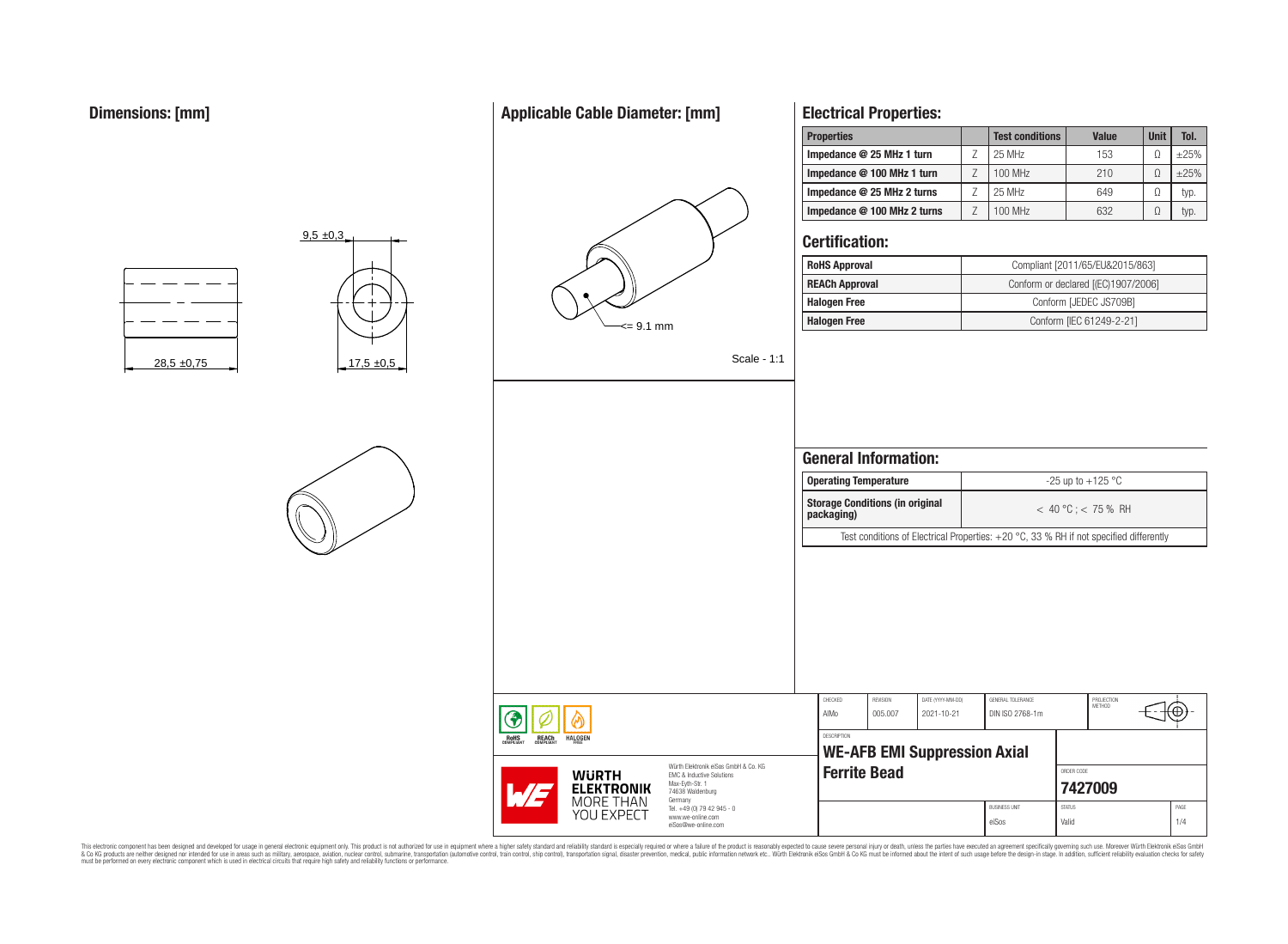## Dimensions: [mm]

9,5 ±0,3

28,5 ±0,75

17,5 ±0,5

## Applicable Cable Diameter: [mm]

<= 9.1 mm

Scale - 1:1

## Electrical Properties:

| Properties | | Test conditions | Value | Unit | Tol. |
|---|---|---|---|---|---|
| Impedance @ 25 MHz 1 turn | Z | 25 MHz | 153 | Ω | ±25% |
| Impedance @ 100 MHz 1 turn | Z | 100 MHz | 210 | Ω | ±25% |
| Impedance @ 25 MHz 2 turns | Z | 25 MHz | 649 | Ω | typ. |
| Impedance @ 100 MHz 2 turns | Z | 100 MHz | 632 | Ω | typ. |

## Certification:

| | |
|---|---|
| RoHS Approval | Compliant [2011/65/EU&2015/863] |
| REACh Approval | Conform or declared [(EC)1907/2006] |
| Halogen Free | Conform [JEDEC JS709B] |
| Halogen Free | Conform [IEC 61249-2-21] |

## General Information:

| | |
|---|---|
| Operating Temperature | -25 up to +125 °C |
| Storage Conditions (in original packaging) | < 40 °C ; < 75 % RH |

Test conditions of Electrical Properties: +20 °C, 33 % RH if not specified differently

| CHECKED | REVISION | DATE (YYYY-MM-DD) | GENERAL TOLERANCE | PROJECTION METHOD |
|---|---|---|---|---|
| AlMo | 005.007 | 2021-10-21 | DIN ISO 2768-1m | |

DESCRIPTION

**WE-AFB EMI Suppression Axial Ferrite Bead**

ORDER CODE **7427009**

| BUSINESS UNIT | STATUS | PAGE |
|---|---|---|
| eiSos | Valid | 1/4 |

RoHS COMPLIANT · REACh COMPLIANT · HALOGEN FREE

WÜRTH ELEKTRONIK MORE THAN YOU EXPECT

Würth Elektronik eiSos GmbH & Co. KG
EMC & Inductive Solutions
Max-Eyth-Str. 1
74638 Waldenburg
Germany
Tel. +49 (0) 79 42 945 - 0
www.we-online.com
eiSos@we-online.com

This electronic component has been designed and developed for usage in general electronic equipment only. This product is not authorized for use in equipment where a higher safety standard and reliability standard is especially required or where a failure of the product is reasonably expected to cause severe personal injury or death, unless the parties have executed an agreement specifically governing such use. Moreover Würth Elektronik eiSos GmbH & Co KG products are neither designed nor intended for use in areas such as military, aerospace, aviation, nuclear control, submarine, transportation (automotive control, train control, ship control), transportation signal, disaster prevention, medical, public information network etc.. Würth Elektronik eiSos GmbH & Co KG must be informed about the intent of such usage before the design-in stage. In addition, sufficient reliability evaluation checks for safety must be performed on every electronic component which is used in electrical circuits that require high safety and reliability functions or performance.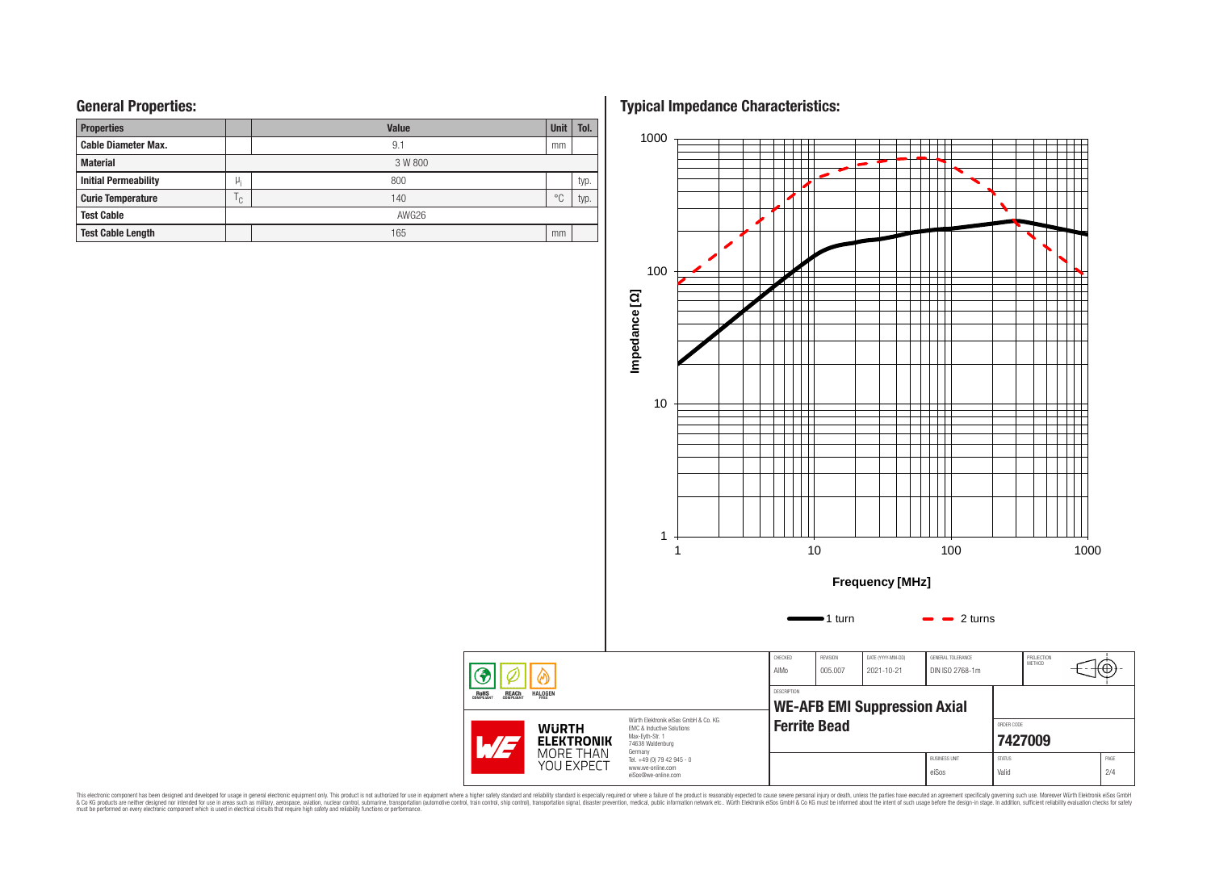## General Properties:

| Properties | | Value | Unit | Tol. |
|---|---|---|---|---|
| Cable Diameter Max. | | 9.1 | mm | |
| Material | | 3 W 800 | | |
| Initial Permeability | $\mu_i$ | 800 | | typ. |
| Curie Temperature | $T_C$ | 140 | °C | typ. |
| Test Cable | | AWG26 | | |
| Test Cable Length | | 165 | mm | |

## Typical Impedance Characteristics:

Impedance [Ω]

Frequency [MHz]

1 turn — 2 turns

| CHECKED | REVISION | DATE (YYYY-MM-DD) | GENERAL TOLERANCE | PROJECTION METHOD |
|---|---|---|---|---|
| AlMo | 005.007 | 2021-10-21 | DIN ISO 2768-1m | |

DESCRIPTION

**WE-AFB EMI Suppression Axial Ferrite Bead**

ORDER CODE

**7427009**

| BUSINESS UNIT | STATUS | PAGE |
|---|---|---|
| eiSos | Valid | 2/4 |

Würth Elektronik eiSos GmbH & Co. KG
EMC & Inductive Solutions
Max-Eyth-Str. 1
74638 Waldenburg
Germany
Tel. +49 (0) 79 42 945 - 0
www.we-online.com
eiSos@we-online.com

This electronic component has been designed and developed for usage in general electronic equipment only. This product is not authorized for use in equipment where a higher safety standard and reliability standard is especially required or where a failure of the product is reasonably expected to cause severe personal injury or death, unless the parties have executed an agreement specifically governing such use. Moreover Würth Elektronik eiSos GmbH & Co KG products are neither designed nor intended for use in areas such as military, aerospace, aviation, nuclear control, submarine, transportation (automotive control, train control, ship control), transportation signal, disaster prevention, medical, public information network etc.. Würth Elektronik eiSos GmbH & Co KG must be informed about the intent of such usage before the design-in stage. In addition, sufficient reliability evaluation checks for safety must be performed on every electronic component which is used in electrical circuits that require high safety and reliability functions or performance.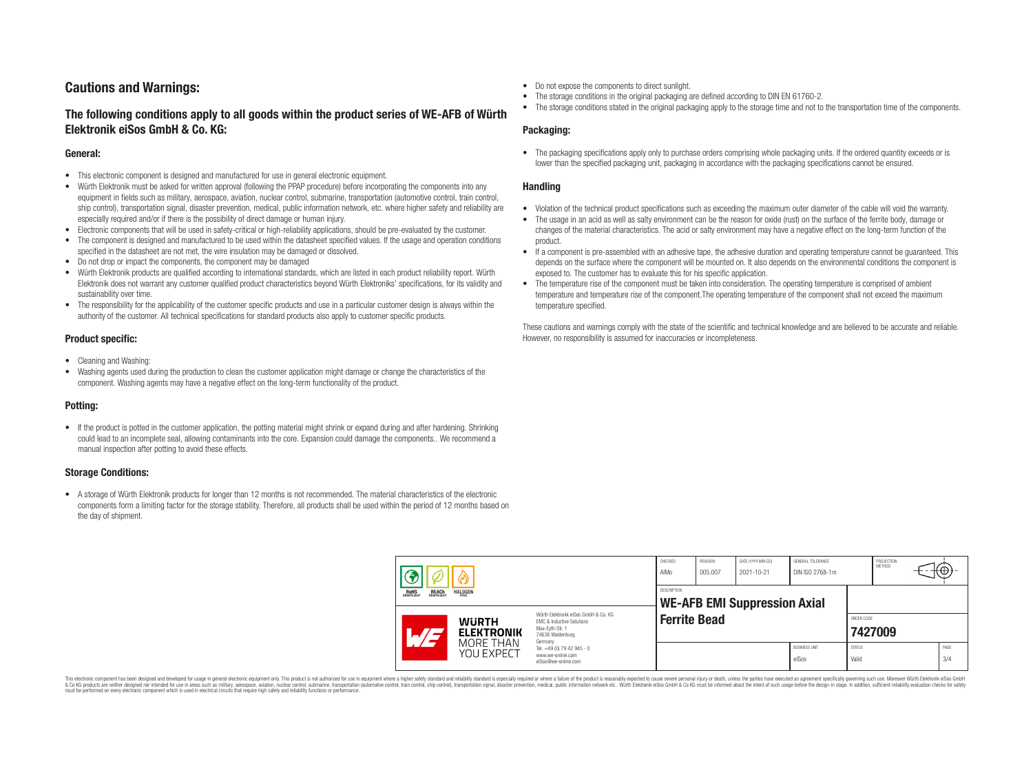## Cautions and Warnings:

### The following conditions apply to all goods within the product series of WE-AFB of Würth Elektronik eiSos GmbH & Co. KG:

#### General:

- This electronic component is designed and manufactured for use in general electronic equipment.
- Würth Elektronik must be asked for written approval (following the PPAP procedure) before incorporating the components into any equipment in fields such as military, aerospace, aviation, nuclear control, submarine, transportation (automotive control, train control, ship control), transportation signal, disaster prevention, medical, public information network, etc. where higher safety and reliability are especially required and/or if there is the possibility of direct damage or human injury.
- Electronic components that will be used in safety-critical or high-reliability applications, should be pre-evaluated by the customer.
- The component is designed and manufactured to be used within the datasheet specified values. If the usage and operation conditions specified in the datasheet are not met, the wire insulation may be damaged or dissolved.
- Do not drop or impact the components, the component may be damaged
- Würth Elektronik products are qualified according to international standards, which are listed in each product reliability report. Würth Elektronik does not warrant any customer qualified product characteristics beyond Würth Elektroniks' specifications, for its validity and sustainability over time.
- The responsibility for the applicability of the customer specific products and use in a particular customer design is always within the authority of the customer. All technical specifications for standard products also apply to customer specific products.

#### Product specific:

- Cleaning and Washing:
- Washing agents used during the production to clean the customer application might damage or change the characteristics of the component. Washing agents may have a negative effect on the long-term functionality of the product.

#### Potting:

- If the product is potted in the customer application, the potting material might shrink or expand during and after hardening. Shrinking could lead to an incomplete seal, allowing contaminants into the core. Expansion could damage the components.. We recommend a manual inspection after potting to avoid these effects.

#### Storage Conditions:

- A storage of Würth Elektronik products for longer than 12 months is not recommended. The material characteristics of the electronic components form a limiting factor for the storage stability. Therefore, all products shall be used within the period of 12 months based on the day of shipment.
- Do not expose the components to direct sunlight.
- The storage conditions in the original packaging are defined according to DIN EN 61760-2.
- The storage conditions stated in the original packaging apply to the storage time and not to the transportation time of the components.

#### Packaging:

- The packaging specifications apply only to purchase orders comprising whole packaging units. If the ordered quantity exceeds or is lower than the specified packaging unit, packaging in accordance with the packaging specifications cannot be ensured.

#### Handling

- Violation of the technical product specifications such as exceeding the maximum outer diameter of the cable will void the warranty.
- The usage in an acid as well as salty environment can be the reason for oxide (rust) on the surface of the ferrite body, damage or changes of the material characteristics. The acid or salty environment may have a negative effect on the long-term function of the product.
- If a component is pre-assembled with an adhesive tape, the adhesive duration and operating temperature cannot be guaranteed. This depends on the surface where the component will be mounted on. It also depends on the environmental conditions the component is exposed to. The customer has to evaluate this for his specific application.
- The temperature rise of the component must be taken into consideration. The operating temperature is comprised of ambient temperature and temperature rise of the component.The operating temperature of the component shall not exceed the maximum temperature specified.

These cautions and warnings comply with the state of the scientific and technical knowledge and are believed to be accurate and reliable. However, no responsibility is assumed for inaccuracies or incompleteness.

| CHECKED | REVISION | DATE (YYYY-MM-DD) | GENERAL TOLERANCE | PROJECTION METHOD |
|---|---|---|---|---|
| AIMo | 005.007 | 2021-10-21 | DIN ISO 2768-1m | |

DESCRIPTION: **WE-AFB EMI Suppression Axial Ferrite Bead**

ORDER CODE: **7427009**

| BUSINESS UNIT | STATUS | PAGE |
|---|---|---|
| eiSos | Valid | 3/4 |

Würth Elektronik eiSos GmbH & Co. KG
EMC & Inductive Solutions
Max-Eyth-Str. 1
74638 Waldenburg
Germany
Tel. +49 (0) 79 42 945 - 0
www.we-online.com
eiSos@we-online.com

This electronic component has been designed and developed for usage in general electronic equipment only. This product is not authorized for use in equipment where a higher safety standard and reliability standard is especially required or where a failure of the product is reasonably expected to cause severe personal injury or death, unless the parties have executed an agreement specifically governing such use. Moreover Würth Elektronik eiSos GmbH & Co KG products are neither designed nor intended for use in areas such as military, aerospace, aviation, nuclear control, submarine, transportation (automotive control, train control, ship control), transportation signal, disaster prevention, medical, public information network etc.. Würth Elektronik eiSos GmbH & Co KG must be informed about the intent of such usage before the design-in stage. In addition, sufficient reliability evaluation checks for safety must be performed on every electronic component which is used in electrical circuits that require high safety and reliability functions or performance.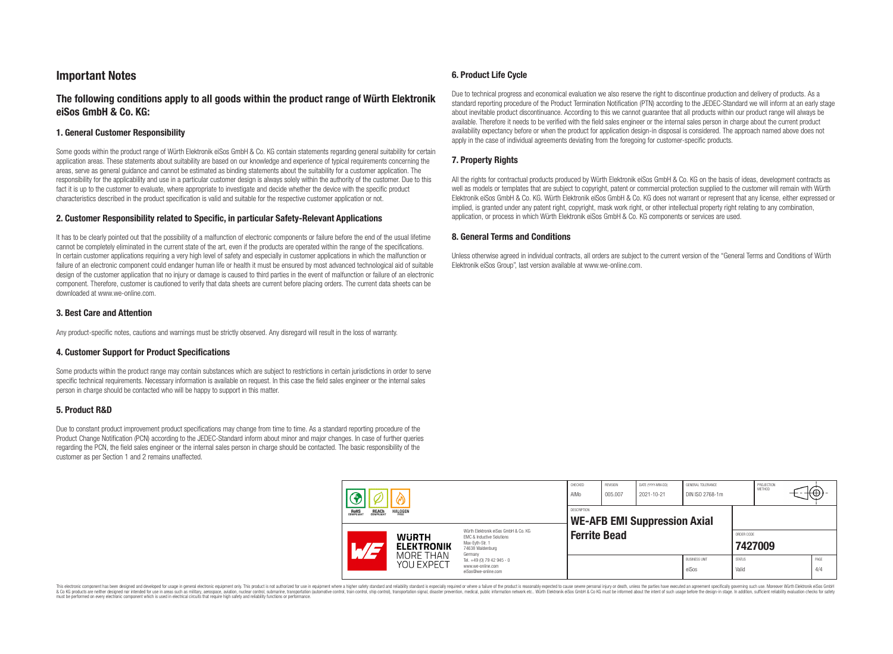# Important Notes

## The following conditions apply to all goods within the product range of Würth Elektronik eiSos GmbH & Co. KG:

### 1. General Customer Responsibility

Some goods within the product range of Würth Elektronik eiSos GmbH & Co. KG contain statements regarding general suitability for certain application areas. These statements about suitability are based on our knowledge and experience of typical requirements concerning the areas, serve as general guidance and cannot be estimated as binding statements about the suitability for a customer application. The responsibility for the applicability and use in a particular customer design is always solely within the authority of the customer. Due to this fact it is up to the customer to evaluate, where appropriate to investigate and decide whether the device with the specific product characteristics described in the product specification is valid and suitable for the respective customer application or not.

### 2. Customer Responsibility related to Specific, in particular Safety-Relevant Applications

It has to be clearly pointed out that the possibility of a malfunction of electronic components or failure before the end of the usual lifetime cannot be completely eliminated in the current state of the art, even if the products are operated within the range of the specifications. In certain customer applications requiring a very high level of safety and especially in customer applications in which the malfunction or failure of an electronic component could endanger human life or health it must be ensured by most advanced technological aid of suitable design of the customer application that no injury or damage is caused to third parties in the event of malfunction or failure of an electronic component. Therefore, customer is cautioned to verify that data sheets are current before placing orders. The current data sheets can be downloaded at www.we-online.com.

### 3. Best Care and Attention

Any product-specific notes, cautions and warnings must be strictly observed. Any disregard will result in the loss of warranty.

### 4. Customer Support for Product Specifications

Some products within the product range may contain substances which are subject to restrictions in certain jurisdictions in order to serve specific technical requirements. Necessary information is available on request. In this case the field sales engineer or the internal sales person in charge should be contacted who will be happy to support in this matter.

### 5. Product R&D

Due to constant product improvement product specifications may change from time to time. As a standard reporting procedure of the Product Change Notification (PCN) according to the JEDEC-Standard inform about minor and major changes. In case of further queries regarding the PCN, the field sales engineer or the internal sales person in charge should be contacted. The basic responsibility of the customer as per Section 1 and 2 remains unaffected.

### 6. Product Life Cycle

Due to technical progress and economical evaluation we also reserve the right to discontinue production and delivery of products. As a standard reporting procedure of the Product Termination Notification (PTN) according to the JEDEC-Standard we will inform at an early stage about inevitable product discontinuance. According to this we cannot guarantee that all products within our product range will always be available. Therefore it needs to be verified with the field sales engineer or the internal sales person in charge about the current product availability expectancy before or when the product for application design-in disposal is considered. The approach named above does not apply in the case of individual agreements deviating from the foregoing for customer-specific products.

### 7. Property Rights

All the rights for contractual products produced by Würth Elektronik eiSos GmbH & Co. KG on the basis of ideas, development contracts as well as models or templates that are subject to copyright, patent or commercial protection supplied to the customer will remain with Würth Elektronik eiSos GmbH & Co. KG. Würth Elektronik eiSos GmbH & Co. KG does not warrant or represent that any license, either expressed or implied, is granted under any patent right, copyright, mask work right, or other intellectual property right relating to any combination, application, or process in which Würth Elektronik eiSos GmbH & Co. KG components or services are used.

### 8. General Terms and Conditions

Unless otherwise agreed in individual contracts, all orders are subject to the current version of the "General Terms and Conditions of Würth Elektronik eiSos Group", last version available at www.we-online.com.

| | | | | | | | |
|---|---|---|---|---|---|---|---|
| RoHS COMPLIANT / REACh COMPLIANT / HALOGEN FREE | | CHECKED AlMo | REVISION 005.007 | DATE (YYYY-MM-DD) 2021-10-21 | GENERAL TOLERANCE DIN ISO 2768-1m | PROJECTION METHOD | |
| | | DESCRIPTION **WE-AFB EMI Suppression Axial Ferrite Bead** | | | | | |
| WÜRTH ELEKTRONIK MORE THAN YOU EXPECT | Würth Elektronik eiSos GmbH & Co. KG EMC & Inductive Solutions Max-Eyth-Str. 1 74638 Waldenburg Germany Tel. +49 (0) 79 42 945 - 0 www.we-online.com eiSos@we-online.com | | | | | ORDER CODE **7427009** | |
| | | | | | BUSINESS UNIT eiSos | STATUS Valid | PAGE 4/4 |

This electronic component has been designed and developed for usage in general electronic equipment only. This product is not authorized for use in equipment where a higher safety standard and reliability standard is especially required or where a failure of the product is reasonably expected to cause severe personal injury or death, unless the parties have executed an agreement specifically governing such use. Moreover Würth Elektronik eiSos GmbH & Co KG products are neither designed nor intended for use in areas such as military, aerospace, aviation, nuclear control, submarine, transportation (automotive control, train control, ship control), transportation signal, disaster prevention, medical, public information network etc.. Würth Elektronik eiSos GmbH & Co KG must be informed about the intent of such usage before the design-in stage. In addition, sufficient reliability evaluation checks for safety must be performed on every electronic component which is used in electrical circuits that require high safety and reliability functions or performance.